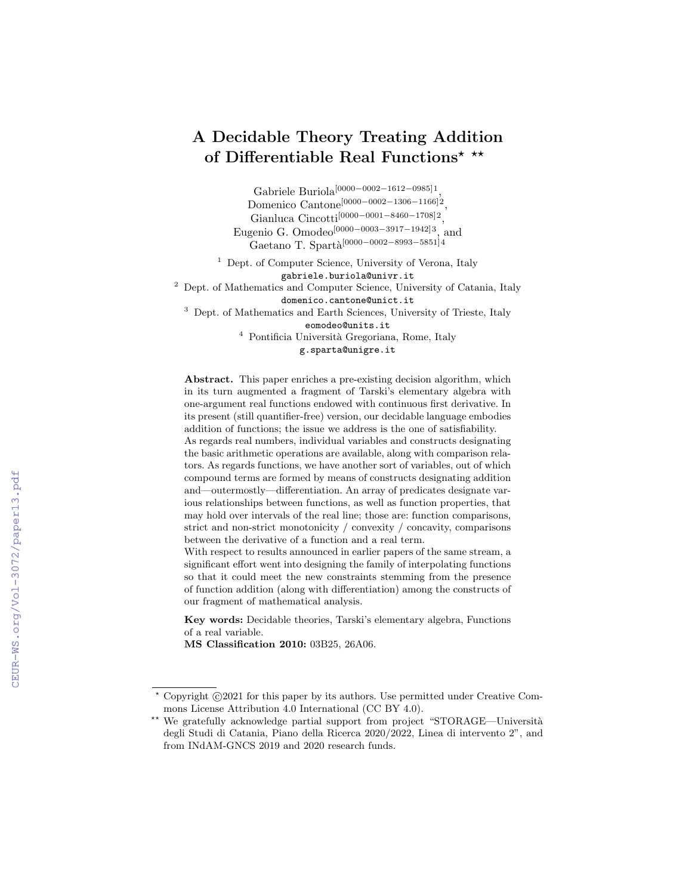# A Decidable Theory Treating Addition of Differentiable Real Functions[⋆] [⋆⋆]

Gabriele Buriola[0000−0002−1612−0985]1,
Domenico Cantone[0000−0002−1306−1166]2,
Gianluca Cincotti[0000−0001−8460−1708]2,
Eugenio G. Omodeo[0000−0003−3917−1942]3, and
Gaetano T. Spartà[0000−0002−8993−5851]4

[1] Dept. of Computer Science, University of Verona, Italy
`gabriele.buriola@univr.it`

[2] Dept. of Mathematics and Computer Science, University of Catania, Italy
`domenico.cantone@unict.it`

[3] Dept. of Mathematics and Earth Sciences, University of Trieste, Italy
`eomodeo@units.it`

[4] Pontificia Università Gregoriana, Rome, Italy
`g.sparta@unigre.it`

**Abstract.** This paper enriches a pre-existing decision algorithm, which in its turn augmented a fragment of Tarski's elementary algebra with one-argument real functions endowed with continuous first derivative. In its present (still quantifier-free) version, our decidable language embodies addition of functions; the issue we address is the one of satisfiability.
As regards real numbers, individual variables and constructs designating the basic arithmetic operations are available, along with comparison relators. As regards functions, we have another sort of variables, out of which compound terms are formed by means of constructs designating addition and—outermostly—differentiation. An array of predicates designate various relationships between functions, as well as function properties, that may hold over intervals of the real line; those are: function comparisons, strict and non-strict monotonicity / convexity / concavity, comparisons between the derivative of a function and a real term.
With respect to results announced in earlier papers of the same stream, a significant effort went into designing the family of interpolating functions so that it could meet the new constraints stemming from the presence of function addition (along with differentiation) among the constructs of our fragment of mathematical analysis.

**Key words:** Decidable theories, Tarski's elementary algebra, Functions of a real variable.
**MS Classification 2010:** 03B25, 26A06.

---

⋆ Copyright ©2021 for this paper by its authors. Use permitted under Creative Commons License Attribution 4.0 International (CC BY 4.0).

⋆⋆ We gratefully acknowledge partial support from project "STORAGE—Università degli Studi di Catania, Piano della Ricerca 2020/2022, Linea di intervento 2", and from INdAM-GNCS 2019 and 2020 research funds.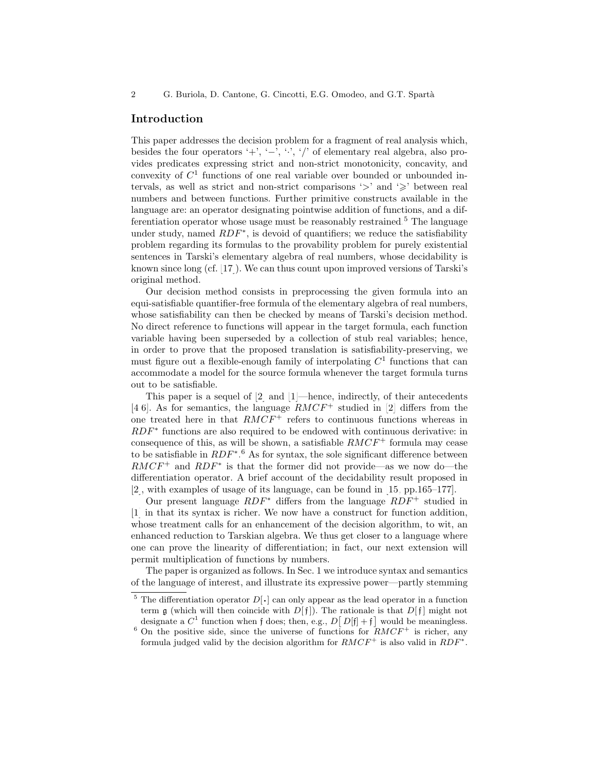## Introduction

This paper addresses the decision problem for a fragment of real analysis which, besides the four operators '+', '−', '·', '/' of elementary real algebra, also provides predicates expressing strict and non-strict monotonicity, concavity, and convexity of $C^1$ functions of one real variable over bounded or unbounded intervals, as well as strict and non-strict comparisons '>' and '⩾' between real numbers and between functions. Further primitive constructs available in the language are: an operator designating pointwise addition of functions, and a differentiation operator whose usage must be reasonably restrained.[5] The language under study, named $RDF^*$, is devoid of quantifiers; we reduce the satisfiability problem regarding its formulas to the provability problem for purely existential sentences in Tarski's elementary algebra of real numbers, whose decidability is known since long (cf. [17]). We can thus count upon improved versions of Tarski's original method.

Our decision method consists in preprocessing the given formula into an equi-satisfiable quantifier-free formula of the elementary algebra of real numbers, whose satisfiability can then be checked by means of Tarski's decision method. No direct reference to functions will appear in the target formula, each function variable having been superseded by a collection of stub real variables; hence, in order to prove that the proposed translation is satisfiability-preserving, we must figure out a flexible-enough family of interpolating $C^1$ functions that can accommodate a model for the source formula whenever the target formula turns out to be satisfiable.

This paper is a sequel of [2] and [1]—hence, indirectly, of their antecedents [4,6]. As for semantics, the language $RMCF^+$ studied in [2] differs from the one treated here in that $RMCF^+$ refers to continuous functions whereas in $RDF^*$ functions are also required to be endowed with continuous derivative: in consequence of this, as will be shown, a satisfiable $RMCF^+$ formula may cease to be satisfiable in $RDF^*$.[6] As for syntax, the sole significant difference between $RMCF^+$ and $RDF^*$ is that the former did not provide—as we now do—the differentiation operator. A brief account of the decidability result proposed in [2], with examples of usage of its language, can be found in [15, pp.165–177].

Our present language $RDF^*$ differs from the language $RDF^+$ studied in [1] in that its syntax is richer. We now have a construct for function addition, whose treatment calls for an enhancement of the decision algorithm, to wit, an enhanced reduction to Tarskian algebra. We thus get closer to a language where one can prove the linearity of differentiation; in fact, our next extension will permit multiplication of functions by numbers.

The paper is organized as follows. In Sec. 1 we introduce syntax and semantics of the language of interest, and illustrate its expressive power—partly stemming

---

[5] The differentiation operator $D[\cdot]$ can only appear as the lead operator in a function term $\mathfrak{g}$ (which will then coincide with $D[\mathfrak{f}]$). The rationale is that $D[\mathfrak{f}]$ might not designate a $C^1$ function when $\mathfrak{f}$ does; then, e.g., $D\big[\,D[\mathfrak{f}]+\mathfrak{f}\,\big]$ would be meaningless.

[6] On the positive side, since the universe of functions for $RMCF^+$ is richer, any formula judged valid by the decision algorithm for $RMCF^+$ is also valid in $RDF^*$.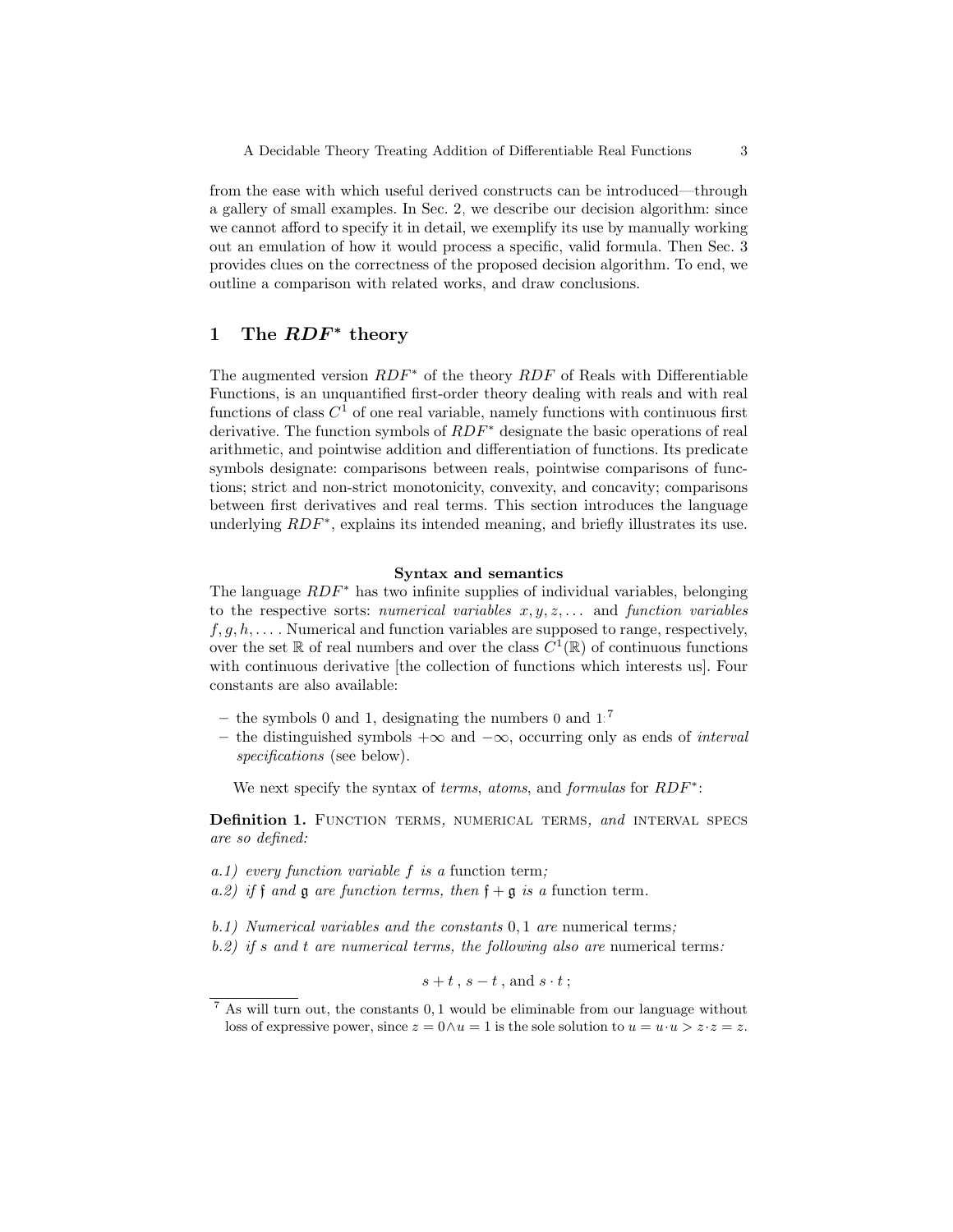from the ease with which useful derived constructs can be introduced—through a gallery of small examples. In Sec. 2, we describe our decision algorithm: since we cannot afford to specify it in detail, we exemplify its use by manually working out an emulation of how it would process a specific, valid formula. Then Sec. 3 provides clues on the correctness of the proposed decision algorithm. To end, we outline a comparison with related works, and draw conclusions.

## 1 The $RDF^*$ theory

The augmented version $RDF^*$ of the theory $RDF$ of Reals with Differentiable Functions, is an unquantified first-order theory dealing with reals and with real functions of class $C^1$ of one real variable, namely functions with continuous first derivative. The function symbols of $RDF^*$ designate the basic operations of real arithmetic, and pointwise addition and differentiation of functions. Its predicate symbols designate: comparisons between reals, pointwise comparisons of functions; strict and non-strict monotonicity, convexity, and concavity; comparisons between first derivatives and real terms. This section introduces the language underlying $RDF^*$, explains its intended meaning, and briefly illustrates its use.

### Syntax and semantics

The language $RDF^*$ has two infinite supplies of individual variables, belonging to the respective sorts: *numerical variables* $x, y, z, \ldots$ and *function variables* $f, g, h, \ldots$. Numerical and function variables are supposed to range, respectively, over the set $\mathbb{R}$ of real numbers and over the class $C^1(\mathbb{R})$ of continuous functions with continuous derivative [the collection of functions which interests us]. Four constants are also available:

- the symbols 0 and 1, designating the numbers 0 and 1.[7]
- the distinguished symbols $+\infty$ and $-\infty$, occurring only as ends of *interval specifications* (see below).

We next specify the syntax of *terms*, *atoms*, and *formulas* for $RDF^*$:

**Definition 1.** Function terms, numerical terms, *and* interval specs *are so defined:*

*a.1) every function variable $f$ is a* function term*;*
*a.2) if $\mathfrak{f}$ and $\mathfrak{g}$ are function terms, then $\mathfrak{f} + \mathfrak{g}$ is a* function term.

*b.1) Numerical variables and the constants $0, 1$ are* numerical terms*;*
*b.2) if $s$ and $t$ are numerical terms, the following also are* numerical terms*:*

$$s + t \,,\; s - t \,, \text{and } s \cdot t \,;$$

[7] As will turn out, the constants $0, 1$ would be eliminable from our language without loss of expressive power, since $z = 0 \wedge u = 1$ is the sole solution to $u = u \cdot u > z \cdot z = z$.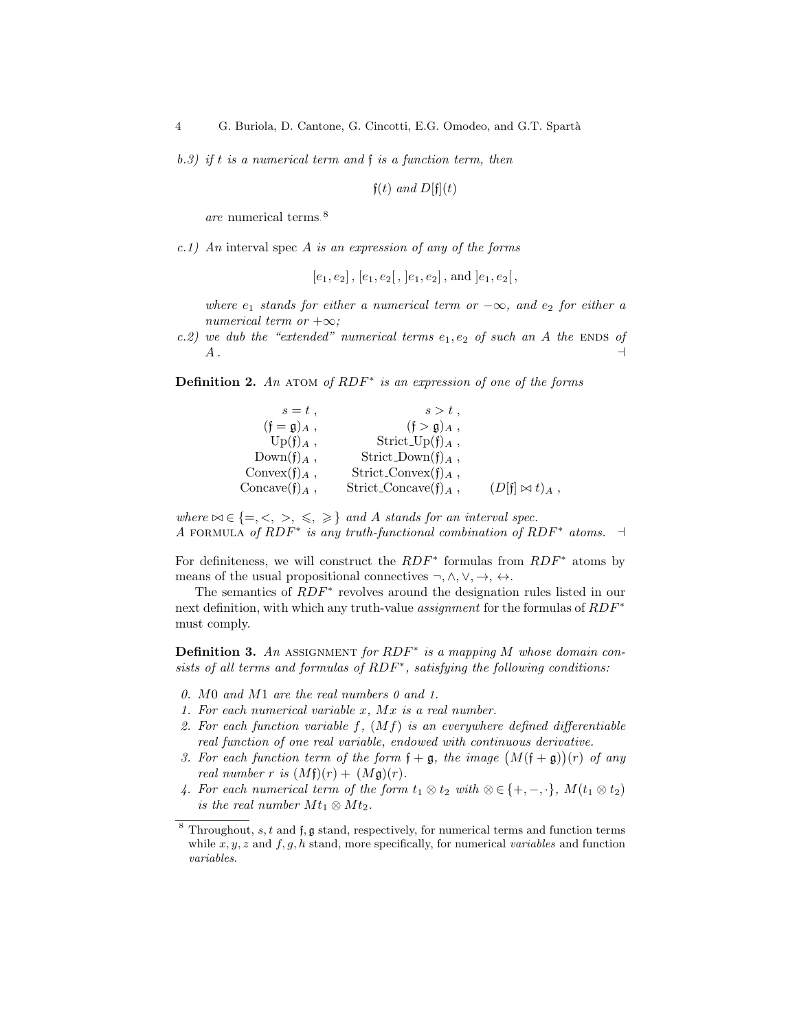*b.3) if $t$ is a numerical term and $\mathfrak{f}$ is a function term, then*

$$\mathfrak{f}(t) \text{ and } D[\mathfrak{f}](t)$$

*are* numerical terms.[8]

*c.1) An* interval spec *$A$ is an expression of any of the forms*

$$[e_1, e_2]\,,\ [e_1, e_2[\,,\ ]e_1, e_2]\,,\ \text{and}\ ]e_1, e_2[\,,$$

*where $e_1$ stands for either a numerical term or $-\infty$, and $e_2$ for either a numerical term or $+\infty$;*

*c.2) we dub the "extended" numerical terms $e_1, e_2$ of such an $A$ the* ENDS *of $A$.* ⊣

**Definition 2.** *An* ATOM *of $RDF^*$ is an expression of one of the forms*

$$
\begin{array}{rrr}
s = t\,, & s > t\,, & \\
(\mathfrak{f} = \mathfrak{g})_A\,, & (\mathfrak{f} > \mathfrak{g})_A\,, & \\
\mathrm{Up}(\mathfrak{f})_A\,, & \mathrm{Strict\_Up}(\mathfrak{f})_A\,, & \\
\mathrm{Down}(\mathfrak{f})_A\,, & \mathrm{Strict\_Down}(\mathfrak{f})_A\,, & \\
\mathrm{Convex}(\mathfrak{f})_A\,, & \mathrm{Strict\_Convex}(\mathfrak{f})_A\,, & \\
\mathrm{Concave}(\mathfrak{f})_A\,, & \mathrm{Strict\_Concave}(\mathfrak{f})_A\,, & (D[\mathfrak{f}] \bowtie t)_A\,,
\end{array}
$$

*where $\bowtie \in \{=, <, >, \leqslant, \geqslant\}$ and $A$ stands for an interval spec.*
*A* FORMULA *of $RDF^*$ is any truth-functional combination of $RDF^*$ atoms.* ⊣

For definiteness, we will construct the $RDF^*$ formulas from $RDF^*$ atoms by means of the usual propositional connectives $\neg, \wedge, \vee, \rightarrow, \leftrightarrow$.

The semantics of $RDF^*$ revolves around the designation rules listed in our next definition, with which any truth-value *assignment* for the formulas of $RDF^*$ must comply.

**Definition 3.** *An* ASSIGNMENT *for $RDF^*$ is a mapping $M$ whose domain consists of all terms and formulas of $RDF^*$, satisfying the following conditions:*

*0. $M0$ and $M1$ are the real numbers 0 and 1.*
*1. For each numerical variable $x$, $Mx$ is a real number.*
*2. For each function variable $f$, $(Mf)$ is an everywhere defined differentiable real function of one real variable, endowed with continuous derivative.*
*3. For each function term of the form $\mathfrak{f} + \mathfrak{g}$, the image $\big(M(\mathfrak{f} + \mathfrak{g})\big)(r)$ of any real number $r$ is $(M\mathfrak{f})(r) + (M\mathfrak{g})(r)$.*
*4. For each numerical term of the form $t_1 \otimes t_2$ with $\otimes \in \{+, -, \cdot\}$, $M(t_1 \otimes t_2)$ is the real number $Mt_1 \otimes Mt_2$.*

[8] Throughout, $s, t$ and $\mathfrak{f}, \mathfrak{g}$ stand, respectively, for numerical terms and function terms while $x, y, z$ and $f, g, h$ stand, more specifically, for numerical *variables* and function *variables*.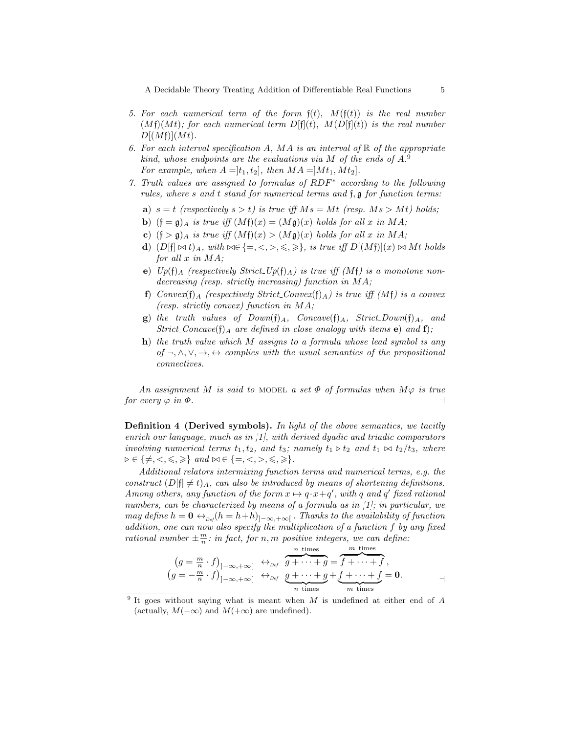5. *For each numerical term of the form* $\mathfrak{f}(t)$, $M(\mathfrak{f}(t))$ *is the real number* $(M\mathfrak{f})(Mt)$; *for each numerical term* $D[\mathfrak{f}](t)$, $M(D[\mathfrak{f}](t))$ *is the real number* $D[(M\mathfrak{f})](Mt)$.
6. *For each interval specification* $A$, $MA$ *is an interval of* $\mathbb{R}$ *of the appropriate kind, whose endpoints are the evaluations via* $M$ *of the ends of* $A$.[9] *For example, when* $A = ]t_1, t_2]$, *then* $MA = ]Mt_1, Mt_2]$.
7. *Truth values are assigned to formulas of* $RDF^*$ *according to the following rules, where* $s$ *and* $t$ *stand for numerical terms and* $\mathfrak{f}, \mathfrak{g}$ *for function terms:*
   **a**) $s = t$ *(respectively* $s > t$*) is true iff* $Ms = Mt$ *(resp.* $Ms > Mt$*) holds;*
   **b**) $(\mathfrak{f} = \mathfrak{g})_A$ *is true iff* $(M\mathfrak{f})(x) = (M\mathfrak{g})(x)$ *holds for all* $x$ *in* $MA$;
   **c**) $(\mathfrak{f} > \mathfrak{g})_A$ *is true iff* $(M\mathfrak{f})(x) > (M\mathfrak{g})(x)$ *holds for all* $x$ *in* $MA$;
   **d**) $(D[\mathfrak{f}] \bowtie t)_A$, *with* $\bowtie \in \{=, <, >, \leqslant, \geqslant\}$, *is true iff* $D[(M\mathfrak{f})](x) \bowtie Mt$ *holds for all* $x$ *in* $MA$;
   **e**) $Up(\mathfrak{f})_A$ *(respectively* $Strict\_Up(\mathfrak{f})_A$*) is true iff* $(M\mathfrak{f})$ *is a monotone non-decreasing (resp. strictly increasing) function in* $MA$;
   **f**) $Convex(\mathfrak{f})_A$ *(respectively* $Strict\_Convex(\mathfrak{f})_A$*) is true iff* $(M\mathfrak{f})$ *is a convex (resp. strictly convex) function in* $MA$;
   **g**) *the truth values of* $Down(\mathfrak{f})_A$, $Concave(\mathfrak{f})_A$, $Strict\_Down(\mathfrak{f})_A$, *and* $Strict\_Concave(\mathfrak{f})_A$ *are defined in close analogy with items* **e**) *and* **f**);
   **h**) *the truth value which* $M$ *assigns to a formula whose lead symbol is any of* $\neg, \wedge, \vee, \rightarrow, \leftrightarrow$ *complies with the usual semantics of the propositional connectives.*

*An assignment* $M$ *is said to* MODEL *a set* $\Phi$ *of formulas when* $M\varphi$ *is true for every* $\varphi$ *in* $\Phi$. $\dashv$

**Definition 4 (Derived symbols).** *In light of the above semantics, we tacitly enrich our language, much as in [1], with derived dyadic and triadic comparators involving numerical terms* $t_1, t_2$, *and* $t_3$; *namely* $t_1 \triangleright t_2$ *and* $t_1 \bowtie t_2/t_3$, *where* $\triangleright \in \{\neq, <, \leqslant, \geqslant\}$ *and* $\bowtie \in \{=, <, >, \leqslant, \geqslant\}$.

*Additional relators intermixing function terms and numerical terms, e.g. the construct* $(D[\mathfrak{f}] \neq t)_A$, *can also be introduced by means of shortening definitions. Among others, any function of the form* $x \mapsto q \cdot x + q'$, *with* $q$ *and* $q'$ *fixed rational numbers, can be characterized by means of a formula as in [1]; in particular, we may define* $h = \mathbf{0} \leftrightarrow_{Def} (h = h+h)_{]-\infty,+\infty[}$. *Thanks to the availability of function addition, one can now also specify the multiplication of a function* $f$ *by any fixed rational number* $\pm\frac{m}{n}$: *in fact, for* $n, m$ *positive integers, we can define:*

$$\left(g = \tfrac{m}{n} \cdot f\right)_{]-\infty,+\infty[} \;\leftrightarrow_{Def}\; \overbrace{g + \cdots + g}^{n \text{ times}} = \overbrace{f + \cdots + f}^{m \text{ times}},$$
$$\left(g = -\tfrac{m}{n} \cdot f\right)_{]-\infty,+\infty[} \;\leftrightarrow_{Def}\; \underbrace{g + \cdots + g}_{n \text{ times}} + \underbrace{f + \cdots + f}_{m \text{ times}} = \mathbf{0}.$$

$\dashv$

[9] It goes without saying what is meant when $M$ is undefined at either end of $A$ (actually, $M(-\infty)$ and $M(+\infty)$ are undefined).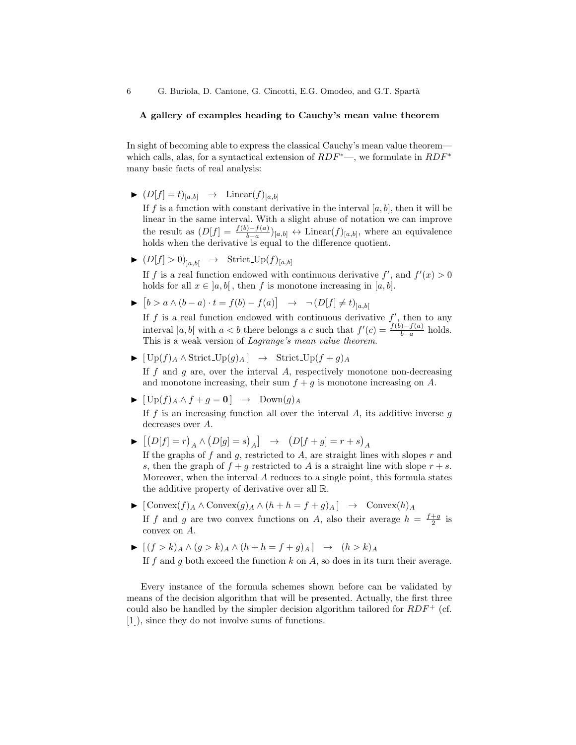**A gallery of examples heading to Cauchy's mean value theorem**

In sight of becoming able to express the classical Cauchy's mean value theorem—which calls, alas, for a syntactical extension of $RDF^*$—, we formulate in $RDF^*$ many basic facts of real analysis:

- $(D[f] = t)_{[a,b]} \quad \rightarrow \quad \text{Linear}(f)_{[a,b]}$

  If $f$ is a function with constant derivative in the interval $[a, b]$, then it will be linear in the same interval. With a slight abuse of notation we can improve the result as $(D[f] = \frac{f(b)-f(a)}{b-a})_{[a,b]} \leftrightarrow \text{Linear}(f)_{[a,b]}$, where an equivalence holds when the derivative is equal to the difference quotient.

- $(D[f] > 0)_{]a,b[} \quad \rightarrow \quad \text{Strict\_Up}(f)_{[a,b]}$

  If $f$ is a real function endowed with continuous derivative $f'$, and $f'(x) > 0$ holds for all $x \in \, ]a, b[$ , then $f$ is monotone increasing in $[a, b]$.

- $\big[ b > a \wedge (b - a) \cdot t = f(b) - f(a) \big] \quad \rightarrow \quad \neg \, (D[f] \neq t)_{]a,b[}$

  If $f$ is a real function endowed with continuous derivative $f'$, then to any interval $]a, b[$ with $a < b$ there belongs a $c$ such that $f'(c) = \frac{f(b)-f(a)}{b-a}$ holds. This is a weak version of *Lagrange's mean value theorem*.

- $[\, \text{Up}(f)_A \wedge \text{Strict\_Up}(g)_A \,] \quad \rightarrow \quad \text{Strict\_Up}(f + g)_A$

  If $f$ and $g$ are, over the interval $A$, respectively monotone non-decreasing and monotone increasing, their sum $f + g$ is monotone increasing on $A$.

- $[\, \text{Up}(f)_A \wedge f + g = \mathbf{0} \,] \quad \rightarrow \quad \text{Down}(g)_A$

  If $f$ is an increasing function all over the interval $A$, its additive inverse $g$ decreases over $A$.

- $\big[ \big(D[f] = r\big)_A \wedge \big(D[g] = s\big)_A \big] \quad \rightarrow \quad \big(D[f + g] = r + s\big)_A$

  If the graphs of $f$ and $g$, restricted to $A$, are straight lines with slopes $r$ and $s$, then the graph of $f + g$ restricted to $A$ is a straight line with slope $r + s$. Moreover, when the interval $A$ reduces to a single point, this formula states the additive property of derivative over all $\mathbb{R}$.

- $[\, \text{Convex}(f)_A \wedge \text{Convex}(g)_A \wedge (h + h = f + g)_A \,] \quad \rightarrow \quad \text{Convex}(h)_A$

  If $f$ and $g$ are two convex functions on $A$, also their average $h = \frac{f+g}{2}$ is convex on $A$.

- $[\, (f > k)_A \wedge (g > k)_A \wedge (h + h = f + g)_A \,] \quad \rightarrow \quad (h > k)_A$

  If $f$ and $g$ both exceed the function $k$ on $A$, so does in its turn their average.

Every instance of the formula schemes shown before can be validated by means of the decision algorithm that will be presented. Actually, the first three could also be handled by the simpler decision algorithm tailored for $RDF^+$ (cf. [1]), since they do not involve sums of functions.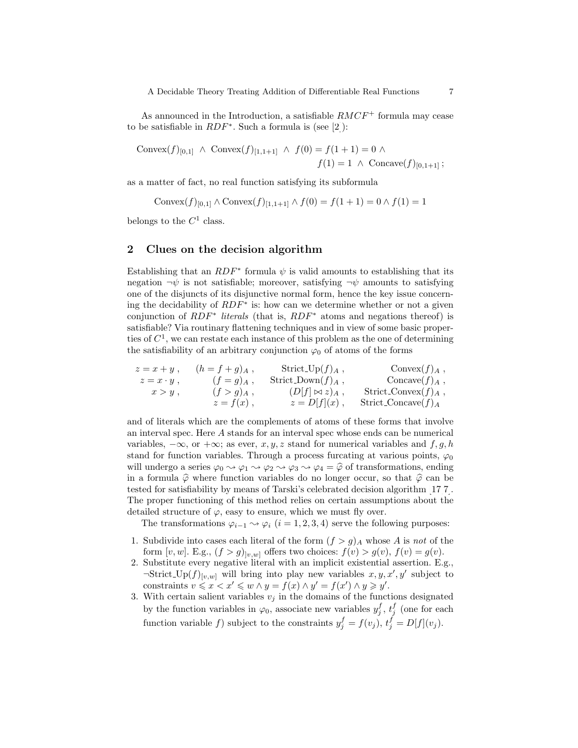As announced in the Introduction, a satisfiable $RMCF^+$ formula may cease to be satisfiable in $RDF^*$. Such a formula is (see [2]):

$$\text{Convex}(f)_{[0,1]} \ \wedge \ \text{Convex}(f)_{[1,1+1]} \ \wedge \ f(0) = f(1+1) = 0 \ \wedge \\ f(1) = 1 \ \wedge \ \text{Concave}(f)_{[0,1+1]} \, ;$$

as a matter of fact, no real function satisfying its subformula

$$\text{Convex}(f)_{[0,1]} \wedge \text{Convex}(f)_{[1,1+1]} \wedge f(0) = f(1+1) = 0 \wedge f(1) = 1$$

belongs to the $C^1$ class.

## 2 Clues on the decision algorithm

Establishing that an $RDF^*$ formula $\psi$ is valid amounts to establishing that its negation $\neg\psi$ is not satisfiable; moreover, satisfying $\neg\psi$ amounts to satisfying one of the disjuncts of its disjunctive normal form, hence the key issue concerning the decidability of $RDF^*$ is: how can we determine whether or not a given conjunction of $RDF^*$ *literals* (that is, $RDF^*$ atoms and negations thereof) is satisfiable? Via routinary flattening techniques and in view of some basic properties of $C^1$, we can restate each instance of this problem as the one of determining the satisfiability of an arbitrary conjunction $\varphi_0$ of atoms of the forms

$$\begin{array}{llll}
z = x + y \, , & (h = f + g)_A \, , & \text{Strict\_Up}(f)_A \, , & \text{Convex}(f)_A \, , \\
z = x \cdot y \, , & (f = g)_A \, , & \text{Strict\_Down}(f)_A \, , & \text{Concave}(f)_A \, , \\
x > y \, , & (f > g)_A \, , & (D[f] \bowtie z)_A \, , & \text{Strict\_Convex}(f)_A \, , \\
 & z = f(x) \, , & z = D[f](x) \, , & \text{Strict\_Concave}(f)_A
\end{array}$$

and of literals which are the complements of atoms of these forms that involve an interval spec. Here $A$ stands for an interval spec whose ends can be numerical variables, $-\infty$, or $+\infty$; as ever, $x, y, z$ stand for numerical variables and $f, g, h$ stand for function variables. Through a process furcating at various points, $\varphi_0$ will undergo a series $\varphi_0 \rightsquigarrow \varphi_1 \rightsquigarrow \varphi_2 \rightsquigarrow \varphi_3 \rightsquigarrow \varphi_4 = \widehat{\varphi}$ of transformations, ending in a formula $\widehat{\varphi}$ where function variables do no longer occur, so that $\widehat{\varphi}$ can be tested for satisfiability by means of Tarski's celebrated decision algorithm [17,7]. The proper functioning of this method relies on certain assumptions about the detailed structure of $\varphi$, easy to ensure, which we must fly over.

The transformations $\varphi_{i-1} \rightsquigarrow \varphi_i$ $(i = 1, 2, 3, 4)$ serve the following purposes:

1. Subdivide into cases each literal of the form $(f > g)_A$ whose $A$ is *not* of the form $[v, w]$. E.g., $(f > g)_{]v,w]}$ offers two choices: $f(v) > g(v)$, $f(v) = g(v)$.
2. Substitute every negative literal with an implicit existential assertion. E.g., $\neg\text{Strict\_Up}(f)_{[v,w]}$ will bring into play new variables $x, y, x', y'$ subject to constraints $v \leqslant x < x' \leqslant w \wedge y = f(x) \wedge y' = f(x') \wedge y \geqslant y'$.
3. With certain salient variables $v_j$ in the domains of the functions designated by the function variables in $\varphi_0$, associate new variables $y_j^f$, $t_j^f$ (one for each function variable $f$) subject to the constraints $y_j^f = f(v_j)$, $t_j^f = D[f](v_j)$.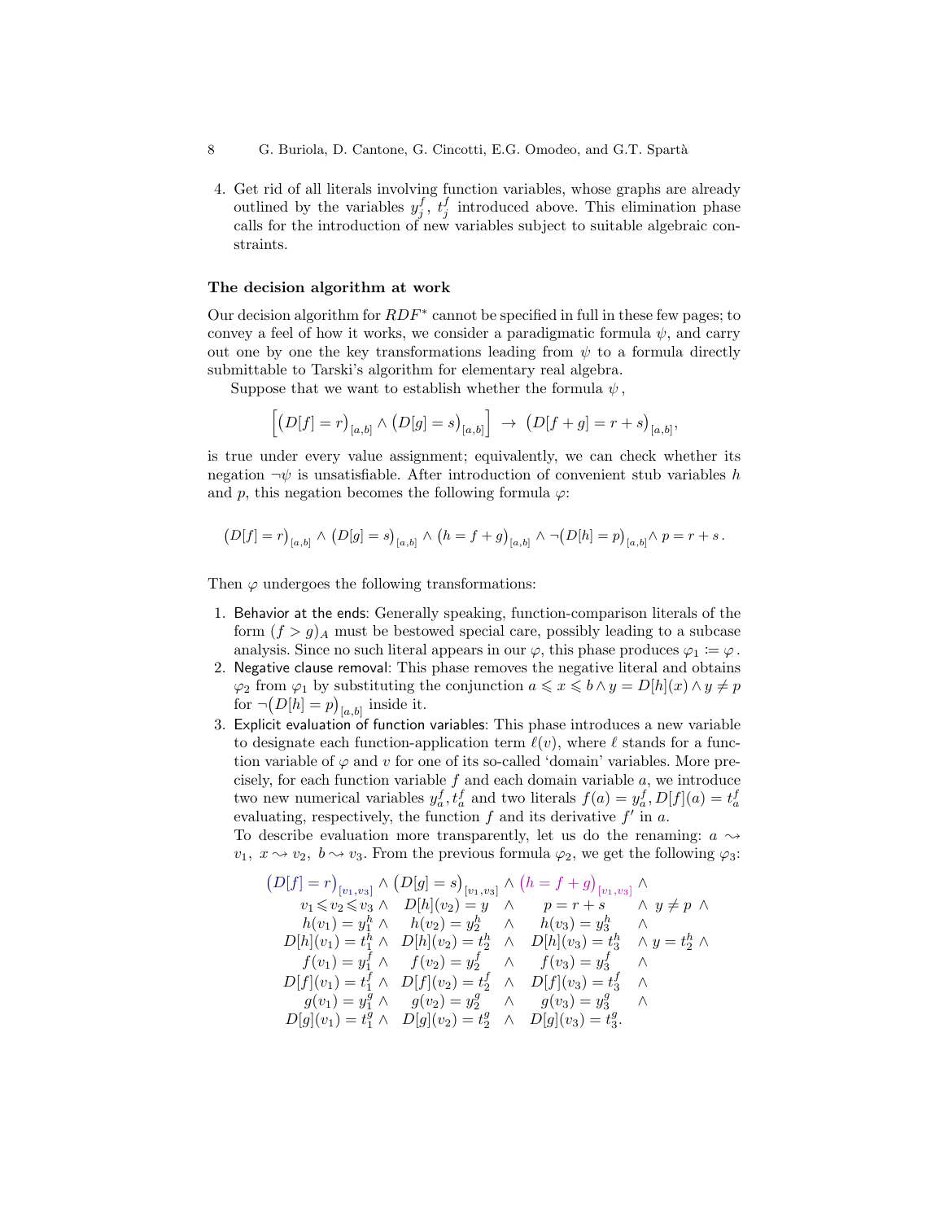4. Get rid of all literals involving function variables, whose graphs are already outlined by the variables $y^f_j$, $t^f_j$ introduced above. This elimination phase calls for the introduction of new variables subject to suitable algebraic constraints.

### The decision algorithm at work

Our decision algorithm for $RDF^*$ cannot be specified in full in these few pages; to convey a feel of how it works, we consider a paradigmatic formula $\psi$, and carry out one by one the key transformations leading from $\psi$ to a formula directly submittable to Tarski's algorithm for elementary real algebra.

Suppose that we want to establish whether the formula $\psi$,

$$\Big[\big(D[f] = r\big)_{[a,b]} \wedge \big(D[g] = s\big)_{[a,b]}\Big] \;\rightarrow\; \big(D[f+g] = r+s\big)_{[a,b]},$$

is true under every value assignment; equivalently, we can check whether its negation $\neg\psi$ is unsatisfiable. After introduction of convenient stub variables $h$ and $p$, this negation becomes the following formula $\varphi$:

$$\big(D[f] = r\big)_{[a,b]} \wedge \big(D[g] = s\big)_{[a,b]} \wedge \big(h = f+g\big)_{[a,b]} \wedge \neg\big(D[h] = p\big)_{[a,b]} \wedge p = r+s\,.$$

Then $\varphi$ undergoes the following transformations:

1. Behavior at the ends: Generally speaking, function-comparison literals of the form $(f > g)_A$ must be bestowed special care, possibly leading to a subcase analysis. Since no such literal appears in our $\varphi$, this phase produces $\varphi_1 \coloneqq \varphi$.
2. Negative clause removal: This phase removes the negative literal and obtains $\varphi_2$ from $\varphi_1$ by substituting the conjunction $a \leqslant x \leqslant b \wedge y = D[h](x) \wedge y \neq p$ for $\neg\big(D[h] = p\big)_{[a,b]}$ inside it.
3. Explicit evaluation of function variables: This phase introduces a new variable to designate each function-application term $\ell(v)$, where $\ell$ stands for a function variable of $\varphi$ and $v$ for one of its so-called 'domain' variables. More precisely, for each function variable $f$ and each domain variable $a$, we introduce two new numerical variables $y^f_a, t^f_a$ and two literals $f(a) = y^f_a, D[f](a) = t^f_a$ evaluating, respectively, the function $f$ and its derivative $f'$ in $a$.
   To describe evaluation more transparently, let us do the renaming: $a \rightsquigarrow v_1,\ x \rightsquigarrow v_2,\ b \rightsquigarrow v_3$. From the previous formula $\varphi_2$, we get the following $\varphi_3$:

$$\begin{array}{rcccl}
\big(D[f] = r\big)_{[v_1,v_3]} \wedge & \big(D[g] = s\big)_{[v_1,v_3]} \wedge & \big(h = f+g\big)_{[v_1,v_3]} \wedge & & \\
v_1 \leqslant v_2 \leqslant v_3 \wedge & D[h](v_2) = y \quad \wedge & p = r+s & \wedge\ y \neq p\ \wedge & \\
h(v_1) = y^h_1 \wedge & h(v_2) = y^h_2 \quad \wedge & h(v_3) = y^h_3 & \wedge & \\
D[h](v_1) = t^h_1 \wedge & D[h](v_2) = t^h_2 \quad \wedge & D[h](v_3) = t^h_3 & \wedge\ y = t^h_2\ \wedge & \\
f(v_1) = y^f_1 \wedge & f(v_2) = y^f_2 \quad \wedge & f(v_3) = y^f_3 & \wedge & \\
D[f](v_1) = t^f_1 \wedge & D[f](v_2) = t^f_2 \quad \wedge & D[f](v_3) = t^f_3 & \wedge & \\
g(v_1) = y^g_1 \wedge & g(v_2) = y^g_2 \quad \wedge & g(v_3) = y^g_3 & \wedge & \\
D[g](v_1) = t^g_1 \wedge & D[g](v_2) = t^g_2 \quad \wedge & D[g](v_3) = t^g_3. & &
\end{array}$$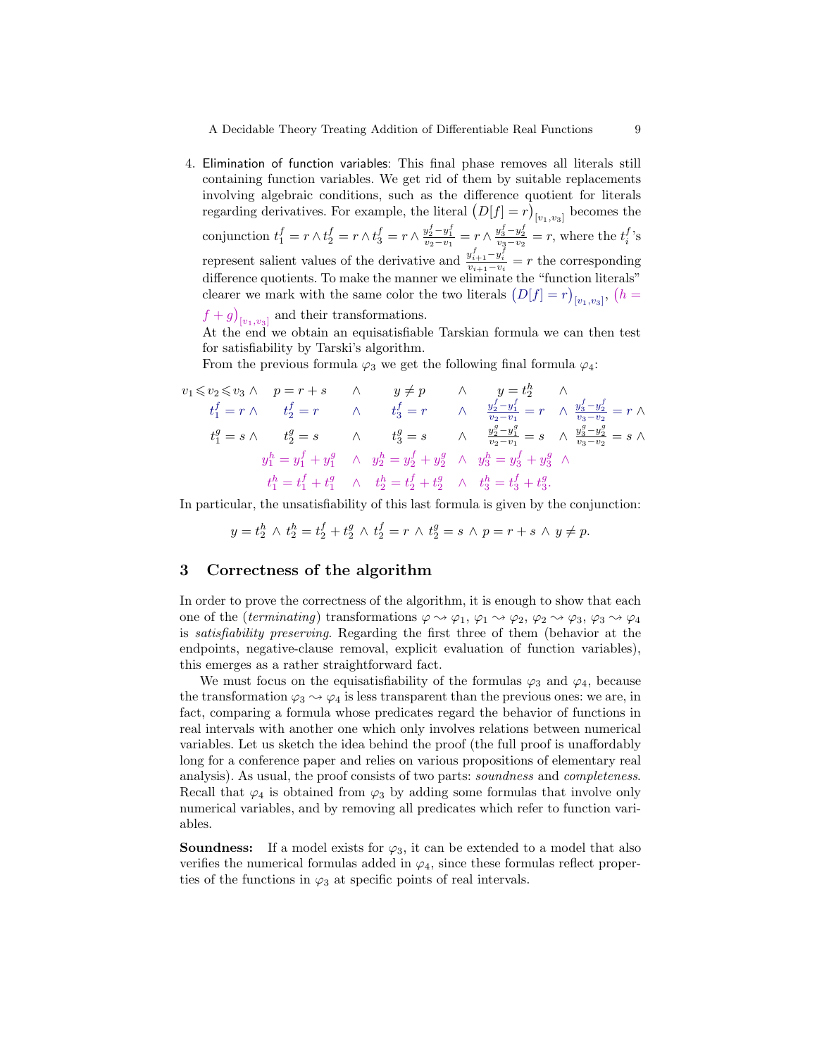4. Elimination of function variables: This final phase removes all literals still containing function variables. We get rid of them by suitable replacements involving algebraic conditions, such as the difference quotient for literals regarding derivatives. For example, the literal $(D[f] = r)_{[v_1,v_3]}$ becomes the conjunction $t^f_1 = r \wedge t^f_2 = r \wedge t^f_3 = r \wedge \frac{y^f_2 - y^f_1}{v_2 - v_1} = r \wedge \frac{y^f_3 - y^f_2}{v_3 - v_2} = r$, where the $t^f_i$'s represent salient values of the derivative and $\frac{y^f_{i+1} - y^f_i}{v_{i+1} - v_i} = r$ the corresponding difference quotients. To make the manner we eliminate the "function literals" clearer we mark with the same color the two literals $(D[f] = r)_{[v_1,v_3]}$, $(h = f + g)_{[v_1,v_3]}$ and their transformations.
   At the end we obtain an equisatisfiable Tarskian formula we can then test for satisfiability by Tarski's algorithm.
   From the previous formula $\varphi_3$ we get the following final formula $\varphi_4$:

$$
\begin{array}{llllll}
v_1 \leqslant v_2 \leqslant v_3 \wedge & p = r + s & \wedge & y \neq p & \wedge & y = t^h_2 \quad \wedge \\
t^f_1 = r \wedge & t^f_2 = r & \wedge & t^f_3 = r & \wedge & \frac{y^f_2 - y^f_1}{v_2 - v_1} = r \ \wedge \ \frac{y^f_3 - y^f_2}{v_3 - v_2} = r \wedge \\
t^g_1 = s \wedge & t^g_2 = s & \wedge & t^g_3 = s & \wedge & \frac{y^g_2 - y^g_1}{v_2 - v_1} = s \ \wedge \ \frac{y^g_3 - y^g_2}{v_3 - v_2} = s \wedge \\
& y^h_1 = y^f_1 + y^g_1 & \wedge & y^h_2 = y^f_2 + y^g_2 & \wedge & y^h_3 = y^f_3 + y^g_3 \ \wedge \\
& t^h_1 = t^f_1 + t^g_1 & \wedge & t^h_2 = t^f_2 + t^g_2 & \wedge & t^h_3 = t^f_3 + t^g_3.
\end{array}
$$

In particular, the unsatisfiability of this last formula is given by the conjunction:

$$y = t^h_2 \wedge t^h_2 = t^f_2 + t^g_2 \wedge t^f_2 = r \wedge t^g_2 = s \wedge p = r + s \wedge y \neq p.$$

## 3 Correctness of the algorithm

In order to prove the correctness of the algorithm, it is enough to show that each one of the (*terminating*) transformations $\varphi \rightsquigarrow \varphi_1$, $\varphi_1 \rightsquigarrow \varphi_2$, $\varphi_2 \rightsquigarrow \varphi_3$, $\varphi_3 \rightsquigarrow \varphi_4$ is *satisfiability preserving*. Regarding the first three of them (behavior at the endpoints, negative-clause removal, explicit evaluation of function variables), this emerges as a rather straightforward fact.

We must focus on the equisatisfiability of the formulas $\varphi_3$ and $\varphi_4$, because the transformation $\varphi_3 \rightsquigarrow \varphi_4$ is less transparent than the previous ones: we are, in fact, comparing a formula whose predicates regard the behavior of functions in real intervals with another one which only involves relations between numerical variables. Let us sketch the idea behind the proof (the full proof is unaffordably long for a conference paper and relies on various propositions of elementary real analysis). As usual, the proof consists of two parts: *soundness* and *completeness*. Recall that $\varphi_4$ is obtained from $\varphi_3$ by adding some formulas that involve only numerical variables, and by removing all predicates which refer to function variables.

**Soundness:** If a model exists for $\varphi_3$, it can be extended to a model that also verifies the numerical formulas added in $\varphi_4$, since these formulas reflect properties of the functions in $\varphi_3$ at specific points of real intervals.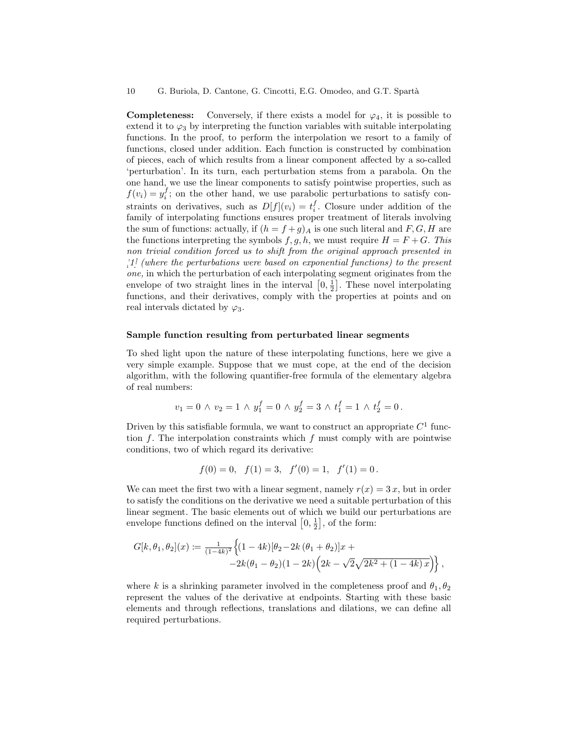**Completeness:** Conversely, if there exists a model for $\varphi_4$, it is possible to extend it to $\varphi_3$ by interpreting the function variables with suitable interpolating functions. In the proof, to perform the interpolation we resort to a family of functions, closed under addition. Each function is constructed by combination of pieces, each of which results from a linear component affected by a so-called 'perturbation'. In its turn, each perturbation stems from a parabola. On the one hand, we use the linear components to satisfy pointwise properties, such as $f(v_i) = y_i^f$; on the other hand, we use parabolic perturbations to satisfy constraints on derivatives, such as $D[f](v_i) = t_i^f$. Closure under addition of the family of interpolating functions ensures proper treatment of literals involving the sum of functions: actually, if $(h = f + g)_A$ is one such literal and $F, G, H$ are the functions interpreting the symbols $f, g, h$, we must require $H = F + G$. *This non trivial condition forced us to shift from the original approach presented in [1] (where the perturbations were based on exponential functions) to the present one,* in which the perturbation of each interpolating segment originates from the envelope of two straight lines in the interval $\left[0, \frac{1}{2}\right]$. These novel interpolating functions, and their derivatives, comply with the properties at points and on real intervals dictated by $\varphi_3$.

### Sample function resulting from perturbated linear segments

To shed light upon the nature of these interpolating functions, here we give a very simple example. Suppose that we must cope, at the end of the decision algorithm, with the following quantifier-free formula of the elementary algebra of real numbers:

$$v_1 = 0 \wedge v_2 = 1 \wedge y_1^f = 0 \wedge y_2^f = 3 \wedge t_1^f = 1 \wedge t_2^f = 0\,.$$

Driven by this satisfiable formula, we want to construct an appropriate $C^1$ function $f$. The interpolation constraints which $f$ must comply with are pointwise conditions, two of which regard its derivative:

$$f(0) = 0, \quad f(1) = 3, \quad f'(0) = 1, \quad f'(1) = 0\,.$$

We can meet the first two with a linear segment, namely $r(x) = 3\,x$, but in order to satisfy the conditions on the derivative we need a suitable perturbation of this linear segment. The basic elements out of which we build our perturbations are envelope functions defined on the interval $\left[0, \frac{1}{2}\right]$, of the form:

$$\begin{aligned} G[k, \theta_1, \theta_2](x) \coloneqq \tfrac{1}{(1-4k)^2} \Big\{ & (1 - 4k)[\theta_2 - 2k\,(\theta_1 + \theta_2)]x + \\ & -2k(\theta_1 - \theta_2)(1 - 2k)\Big(2k - \sqrt{2}\sqrt{2k^2 + (1 - 4k)\,x}\Big)\Big\}\,, \end{aligned}$$

where $k$ is a shrinking parameter involved in the completeness proof and $\theta_1, \theta_2$ represent the values of the derivative at endpoints. Starting with these basic elements and through reflections, translations and dilations, we can define all required perturbations.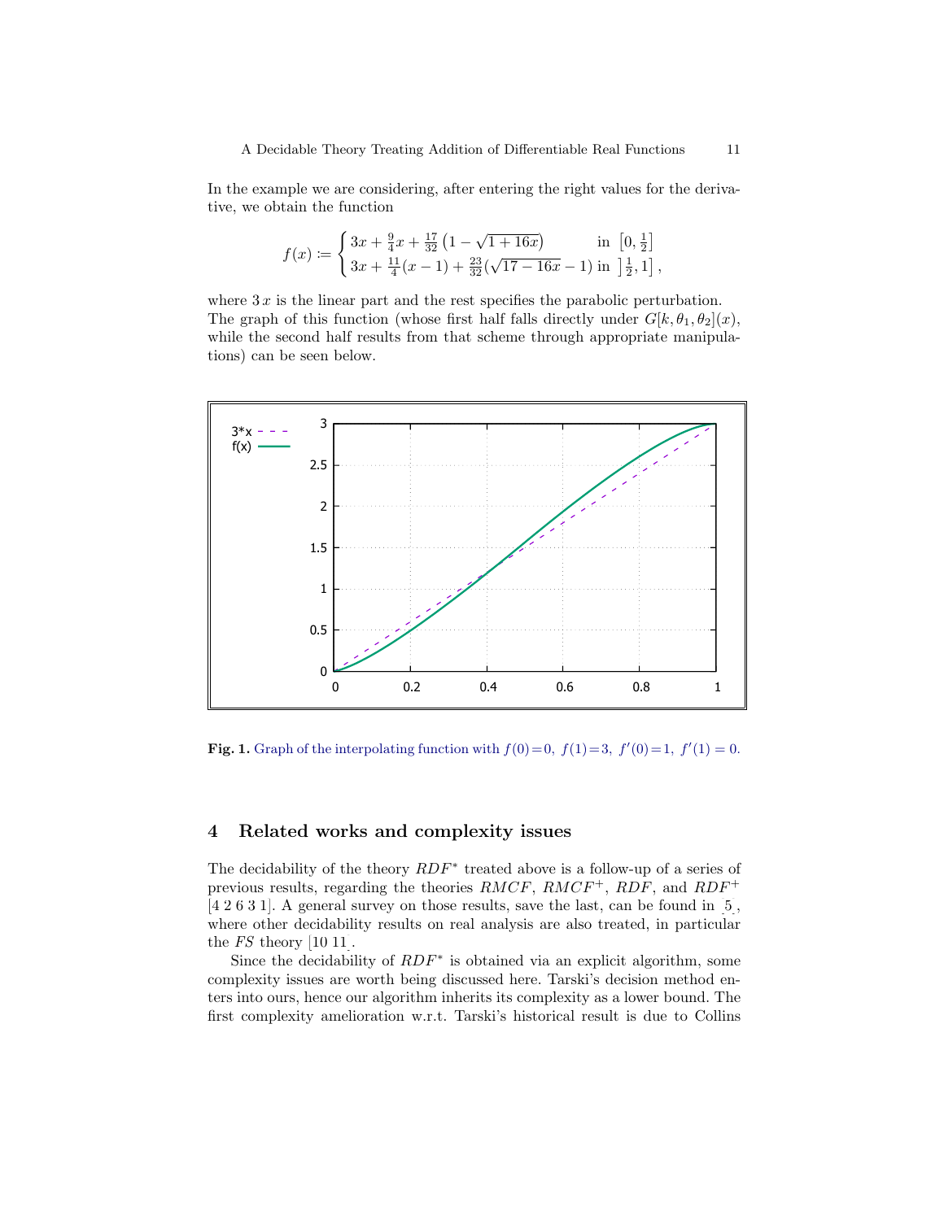In the example we are considering, after entering the right values for the derivative, we obtain the function

$$f(x) \coloneqq \begin{cases} 3x + \frac{9}{4}x + \frac{17}{32}\left(1 - \sqrt{1+16x}\right) & \text{in } \left[0, \frac{1}{2}\right] \\ 3x + \frac{11}{4}(x-1) + \frac{23}{32}(\sqrt{17-16x} - 1) & \text{in } \left]\frac{1}{2}, 1\right], \end{cases}$$

where $3\,x$ is the linear part and the rest specifies the parabolic perturbation. The graph of this function (whose first half falls directly under $G[k, \theta_1, \theta_2](x)$, while the second half results from that scheme through appropriate manipulations) can be seen below.

**Fig. 1.** Graph of the interpolating function with $f(0)=0,\ f(1)=3,\ f'(0)=1,\ f'(1)=0$.

## 4 Related works and complexity issues

The decidability of the theory $RDF^*$ treated above is a follow-up of a series of previous results, regarding the theories $RMCF$, $RMCF^+$, $RDF$, and $RDF^+$ [4 2 6 3 1]. A general survey on those results, save the last, can be found in [5], where other decidability results on real analysis are also treated, in particular the $FS$ theory [10 11].

Since the decidability of $RDF^*$ is obtained via an explicit algorithm, some complexity issues are worth being discussed here. Tarski's decision method enters into ours, hence our algorithm inherits its complexity as a lower bound. The first complexity amelioration w.r.t. Tarski's historical result is due to Collins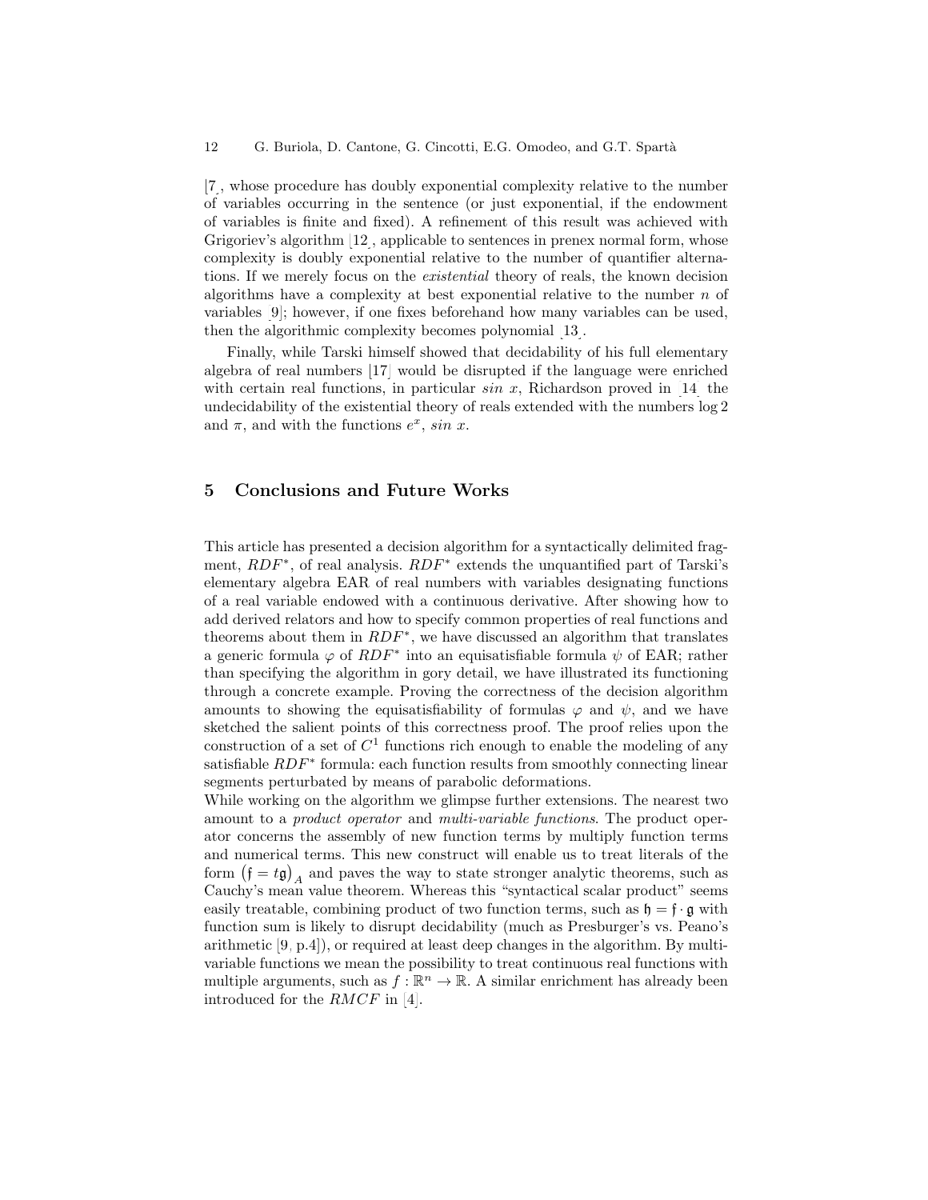[7], whose procedure has doubly exponential complexity relative to the number of variables occurring in the sentence (or just exponential, if the endowment of variables is finite and fixed). A refinement of this result was achieved with Grigoriev's algorithm [12], applicable to sentences in prenex normal form, whose complexity is doubly exponential relative to the number of quantifier alternations. If we merely focus on the *existential* theory of reals, the known decision algorithms have a complexity at best exponential relative to the number $n$ of variables [9]; however, if one fixes beforehand how many variables can be used, then the algorithmic complexity becomes polynomial [13].

Finally, while Tarski himself showed that decidability of his full elementary algebra of real numbers [17] would be disrupted if the language were enriched with certain real functions, in particular $sin\ x$, Richardson proved in [14] the undecidability of the existential theory of reals extended with the numbers $\log 2$ and $\pi$, and with the functions $e^x$, $sin\ x$.

## 5 Conclusions and Future Works

This article has presented a decision algorithm for a syntactically delimited fragment, $RDF^*$, of real analysis. $RDF^*$ extends the unquantified part of Tarski's elementary algebra EAR of real numbers with variables designating functions of a real variable endowed with a continuous derivative. After showing how to add derived relators and how to specify common properties of real functions and theorems about them in $RDF^*$, we have discussed an algorithm that translates a generic formula $\varphi$ of $RDF^*$ into an equisatisfiable formula $\psi$ of EAR; rather than specifying the algorithm in gory detail, we have illustrated its functioning through a concrete example. Proving the correctness of the decision algorithm amounts to showing the equisatisfiability of formulas $\varphi$ and $\psi$, and we have sketched the salient points of this correctness proof. The proof relies upon the construction of a set of $C^1$ functions rich enough to enable the modeling of any satisfiable $RDF^*$ formula: each function results from smoothly connecting linear segments perturbated by means of parabolic deformations.

While working on the algorithm we glimpse further extensions. The nearest two amount to a *product operator* and *multi-variable functions*. The product operator concerns the assembly of new function terms by multiply function terms and numerical terms. This new construct will enable us to treat literals of the form $\left(\mathfrak{f} = t\mathfrak{g}\right)_A$ and paves the way to state stronger analytic theorems, such as Cauchy's mean value theorem. Whereas this "syntactical scalar product" seems easily treatable, combining product of two function terms, such as $\mathfrak{h} = \mathfrak{f} \cdot \mathfrak{g}$ with function sum is likely to disrupt decidability (much as Presburger's vs. Peano's arithmetic [9, p.4]), or required at least deep changes in the algorithm. By multi-variable functions we mean the possibility to treat continuous real functions with multiple arguments, such as $f : \mathbb{R}^n \to \mathbb{R}$. A similar enrichment has already been introduced for the $RMCF$ in [4].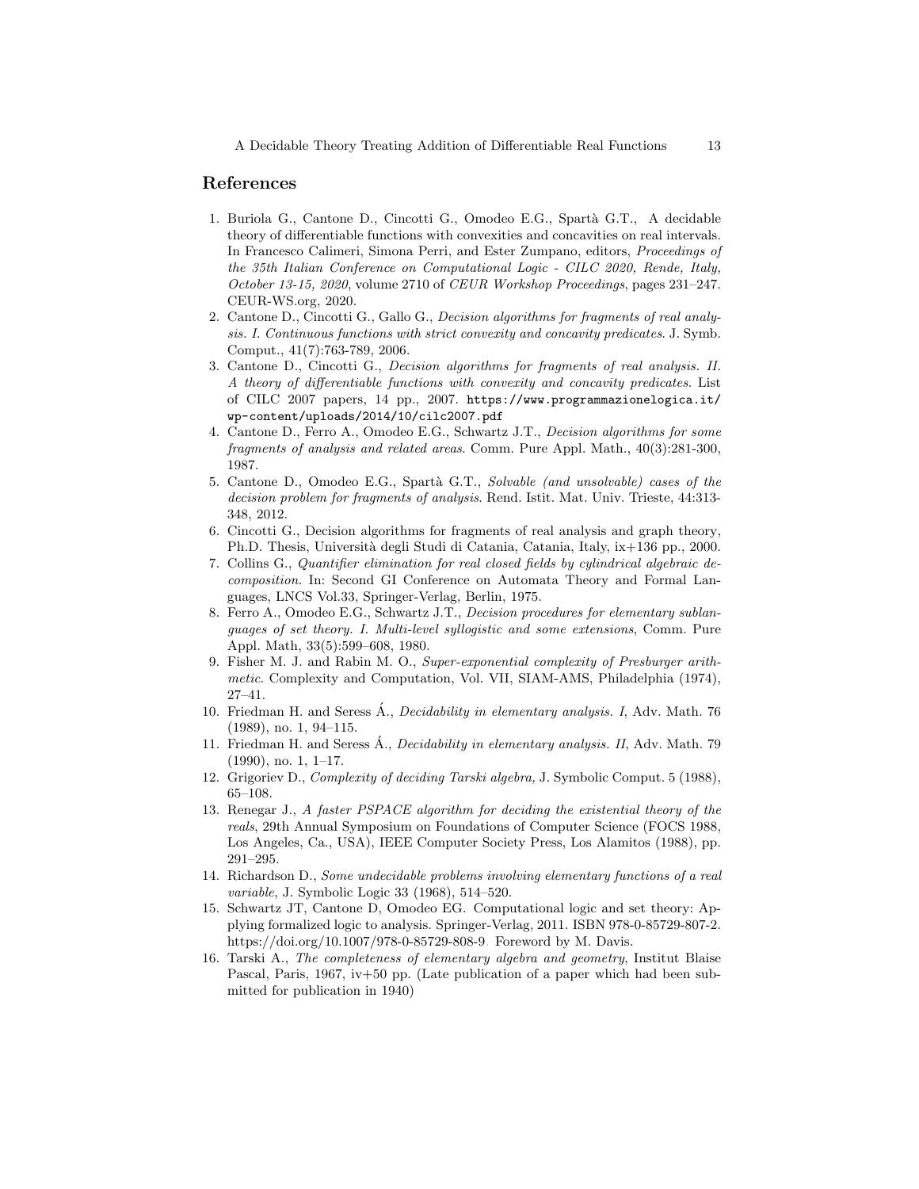## References

1. Buriola G., Cantone D., Cincotti G., Omodeo E.G., Spartà G.T., A decidable theory of differentiable functions with convexities and concavities on real intervals. In Francesco Calimeri, Simona Perri, and Ester Zumpano, editors, *Proceedings of the 35th Italian Conference on Computational Logic - CILC 2020, Rende, Italy, October 13-15, 2020*, volume 2710 of *CEUR Workshop Proceedings*, pages 231–247. CEUR-WS.org, 2020.
2. Cantone D., Cincotti G., Gallo G., *Decision algorithms for fragments of real analysis. I. Continuous functions with strict convexity and concavity predicates*. J. Symb. Comput., 41(7):763-789, 2006.
3. Cantone D., Cincotti G., *Decision algorithms for fragments of real analysis. II. A theory of differentiable functions with convexity and concavity predicates*. List of CILC 2007 papers, 14 pp., 2007. `https://www.programmazionelogica.it/wp-content/uploads/2014/10/cilc2007.pdf`
4. Cantone D., Ferro A., Omodeo E.G., Schwartz J.T., *Decision algorithms for some fragments of analysis and related areas*. Comm. Pure Appl. Math., 40(3):281-300, 1987.
5. Cantone D., Omodeo E.G., Spartà G.T., *Solvable (and unsolvable) cases of the decision problem for fragments of analysis*. Rend. Istit. Mat. Univ. Trieste, 44:313-348, 2012.
6. Cincotti G., Decision algorithms for fragments of real analysis and graph theory, Ph.D. Thesis, Università degli Studi di Catania, Catania, Italy, ix+136 pp., 2000.
7. Collins G., *Quantifier elimination for real closed fields by cylindrical algebraic decomposition*. In: Second GI Conference on Automata Theory and Formal Languages, LNCS Vol.33, Springer-Verlag, Berlin, 1975.
8. Ferro A., Omodeo E.G., Schwartz J.T., *Decision procedures for elementary sublanguages of set theory. I. Multi-level syllogistic and some extensions*, Comm. Pure Appl. Math, 33(5):599–608, 1980.
9. Fisher M. J. and Rabin M. O., *Super-exponential complexity of Presburger arithmetic*. Complexity and Computation, Vol. VII, SIAM-AMS, Philadelphia (1974), 27–41.
10. Friedman H. and Seress Á., *Decidability in elementary analysis. I*, Adv. Math. 76 (1989), no. 1, 94–115.
11. Friedman H. and Seress Á., *Decidability in elementary analysis. II*, Adv. Math. 79 (1990), no. 1, 1–17.
12. Grigoriev D., *Complexity of deciding Tarski algebra,* J. Symbolic Comput. 5 (1988), 65–108.
13. Renegar J., *A faster PSPACE algorithm for deciding the existential theory of the reals*, 29th Annual Symposium on Foundations of Computer Science (FOCS 1988, Los Angeles, Ca., USA), IEEE Computer Society Press, Los Alamitos (1988), pp. 291–295.
14. Richardson D., *Some undecidable problems involving elementary functions of a real variable*, J. Symbolic Logic 33 (1968), 514–520.
15. Schwartz JT, Cantone D, Omodeo EG. Computational logic and set theory: Applying formalized logic to analysis. Springer-Verlag, 2011. ISBN 978-0-85729-807-2. https://doi.org/10.1007/978-0-85729-808-9. Foreword by M. Davis.
16. Tarski A., *The completeness of elementary algebra and geometry*, Institut Blaise Pascal, Paris, 1967, iv+50 pp. (Late publication of a paper which had been submitted for publication in 1940)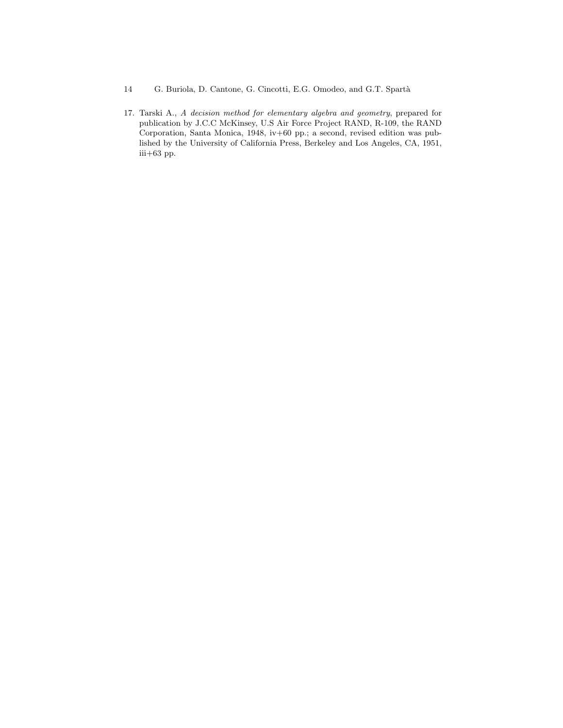17. Tarski A., *A decision method for elementary algebra and geometry*, prepared for publication by J.C.C McKinsey, U.S Air Force Project RAND, R-109, the RAND Corporation, Santa Monica, 1948, iv+60 pp.; a second, revised edition was published by the University of California Press, Berkeley and Los Angeles, CA, 1951, iii+63 pp.